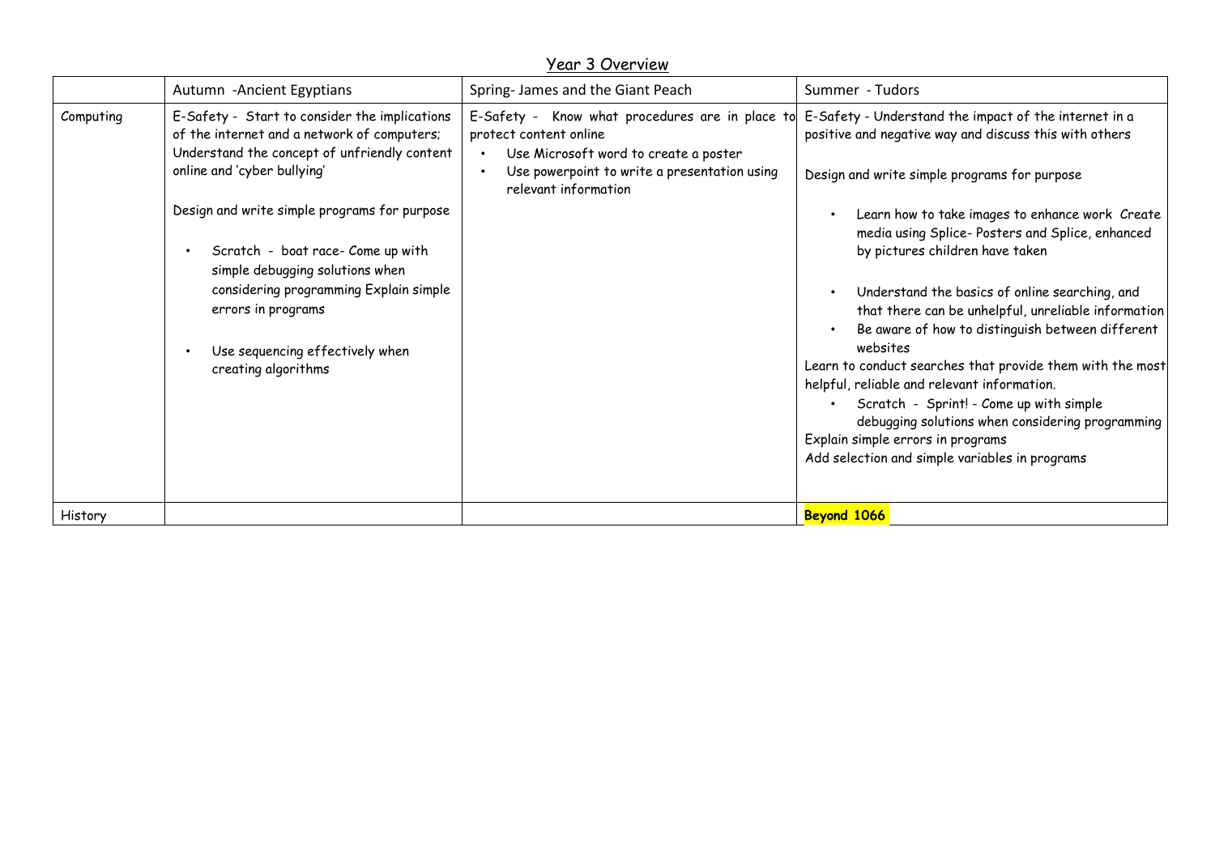# Year 3 Overview

| | Autumn -Ancient Egyptians | Spring- James and the Giant Peach | Summer - Tudors |
|---|---|---|---|
| Computing | E-Safety - Start to consider the implications of the internet and a network of computers; Understand the concept of unfriendly content online and 'cyber bullying'<br><br>Design and write simple programs for purpose<br><br>• Scratch - boat race- Come up with simple debugging solutions when considering programming Explain simple errors in programs<br><br>• Use sequencing effectively when creating algorithms | E-Safety - Know what procedures are in place to protect content online<br>• Use Microsoft word to create a poster<br>• Use powerpoint to write a presentation using relevant information | E-Safety - Understand the impact of the internet in a positive and negative way and discuss this with others<br><br>Design and write simple programs for purpose<br><br>• Learn how to take images to enhance work Create media using Splice- Posters and Splice, enhanced by pictures children have taken<br><br>• Understand the basics of online searching, and that there can be unhelpful, unreliable information<br>• Be aware of how to distinguish between different websites<br>Learn to conduct searches that provide them with the most helpful, reliable and relevant information.<br>• Scratch - Sprint! - Come up with simple debugging solutions when considering programming<br>Explain simple errors in programs<br>Add selection and simple variables in programs |
| History | | | **Beyond 1066** |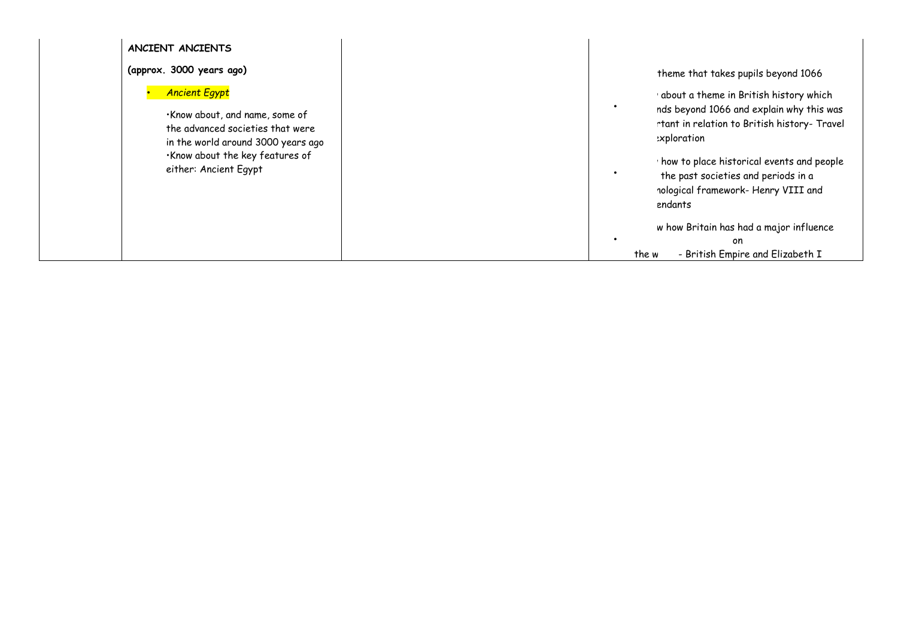| | ANCIENT ANCIENTS<br><br>(approx. 3000 years ago)<br><br>• *Ancient Egypt*<br><br>•Know about, and name, some of the advanced societies that were in the world around 3000 years ago<br>•Know about the key features of either: Ancient Egypt | | theme that takes pupils beyond 1066<br><br>• about a theme in British history which nds beyond 1066 and explain why this was rtant in relation to British history- Travel exploration<br><br>• how to place historical events and people the past societies and periods in a nological framework- Henry VIII and endants<br><br>• w how Britain has had a major influence on the w - British Empire and Elizabeth I |
|---|---|---|---|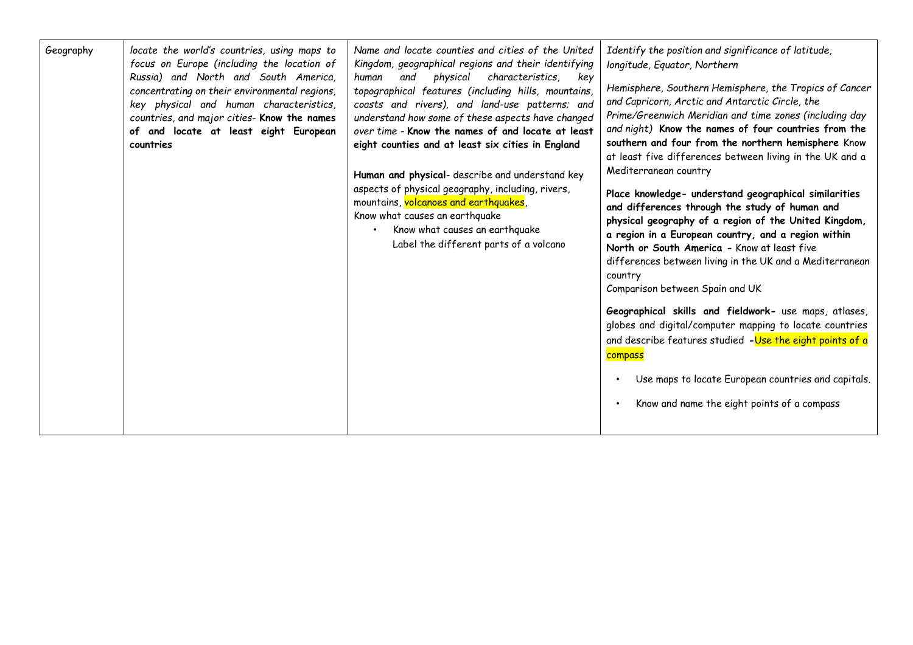| Geography | *locate the world's countries, using maps to focus on Europe (including the location of Russia) and North and South America, concentrating on their environmental regions, key physical and human characteristics, countries, and major cities*- **Know the names of and locate at least eight European countries** | *Name and locate counties and cities of the United Kingdom, geographical regions and their identifying human and physical characteristics, key topographical features (including hills, mountains, coasts and rivers), and land-use patterns; and understand how some of these aspects have changed over time* - **Know the names of and locate at least eight counties and at least six cities in England**<br><br>**Human and physical**- describe and understand key aspects of physical geography, including, rivers, mountains, volcanoes and earthquakes,<br>Know what causes an earthquake<br>• Know what causes an earthquake<br>Label the different parts of a volcano | *Identify the position and significance of latitude, longitude, Equator, Northern*<br><br>*Hemisphere, Southern Hemisphere, the Tropics of Cancer and Capricorn, Arctic and Antarctic Circle, the Prime/Greenwich Meridian and time zones (including day and night)* **Know the names of four countries from the southern and four from the northern hemisphere** Know at least five differences between living in the UK and a Mediterranean country<br><br>**Place knowledge- understand geographical similarities and differences through the study of human and physical geography of a region of the United Kingdom, a region in a European country, and a region within North or South America -** Know at least five differences between living in the UK and a Mediterranean country<br>Comparison between Spain and UK<br><br>**Geographical skills and fieldwork-** use maps, atlases, globes and digital/computer mapping to locate countries and describe features studied **-**Use the eight points of a compass<br><br>• Use maps to locate European countries and capitals.<br>• Know and name the eight points of a compass |
|---|---|---|---|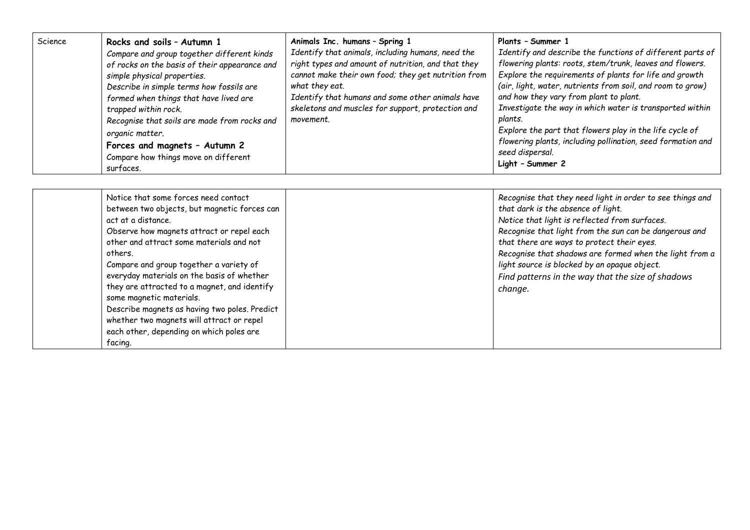| Science | **Rocks and soils – Autumn 1**<br>*Compare and group together different kinds of rocks on the basis of their appearance and simple physical properties.*<br>*Describe in simple terms how fossils are formed when things that have lived are trapped within rock.*<br>*Recognise that soils are made from rocks and organic matter.*<br>**Forces and magnets – Autumn 2**<br>Compare how things move on different surfaces.<br>Notice that some forces need contact between two objects, but magnetic forces can act at a distance.<br>Observe how magnets attract or repel each other and attract some materials and not others.<br>Compare and group together a variety of everyday materials on the basis of whether they are attracted to a magnet, and identify some magnetic materials.<br>Describe magnets as having two poles. Predict whether two magnets will attract or repel each other, depending on which poles are facing. | **Animals Inc. humans – Spring 1**<br>*Identify that animals, including humans, need the right types and amount of nutrition, and that they cannot make their own food; they get nutrition from what they eat.*<br>*Identify that humans and some other animals have skeletons and muscles for support, protection and movement.* | **Plants – Summer 1**<br>*Identify and describe the functions of different parts of flowering plants: roots, stem/trunk, leaves and flowers.*<br>*Explore the requirements of plants for life and growth (air, light, water, nutrients from soil, and room to grow) and how they vary from plant to plant.*<br>*Investigate the way in which water is transported within plants.*<br>*Explore the part that flowers play in the life cycle of flowering plants, including pollination, seed formation and seed dispersal.*<br>**Light – Summer 2**<br>*Recognise that they need light in order to see things and that dark is the absence of light.*<br>*Notice that light is reflected from surfaces.*<br>*Recognise that light from the sun can be dangerous and that there are ways to protect their eyes.*<br>*Recognise that shadows are formed when the light from a light source is blocked by an opaque object.*<br>*Find patterns in the way that the size of shadows change.* |
|---|---|---|---|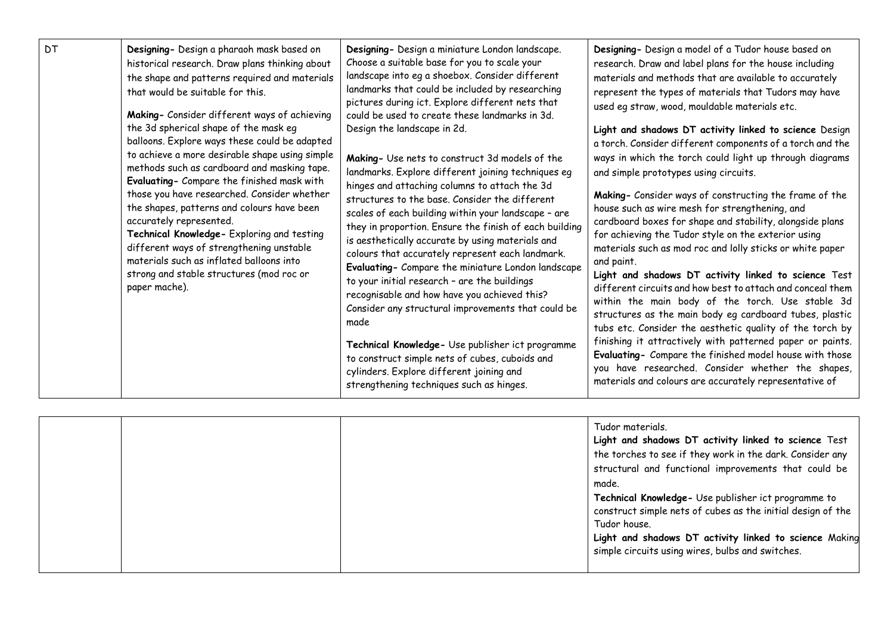| DT | **Designing-** Design a pharaoh mask based on historical research. Draw plans thinking about the shape and patterns required and materials that would be suitable for this.<br><br>**Making-** Consider different ways of achieving the 3d spherical shape of the mask eg balloons. Explore ways these could be adapted to achieve a more desirable shape using simple methods such as cardboard and masking tape.<br>**Evaluating-** Compare the finished mask with those you have researched. Consider whether the shapes, patterns and colours have been accurately represented.<br>**Technical Knowledge-** Exploring and testing different ways of strengthening unstable materials such as inflated balloons into strong and stable structures (mod roc or paper mache). | **Designing-** Design a miniature London landscape. Choose a suitable base for you to scale your landscape into eg a shoebox. Consider different landmarks that could be included by researching pictures during ict. Explore different nets that could be used to create these landmarks in 3d. Design the landscape in 2d.<br><br>**Making-** Use nets to construct 3d models of the landmarks. Explore different joining techniques eg hinges and attaching columns to attach the 3d structures to the base. Consider the different scales of each building within your landscape – are they in proportion. Ensure the finish of each building is aesthetically accurate by using materials and colours that accurately represent each landmark.<br>**Evaluating-** Compare the miniature London landscape to your initial research – are the buildings recognisable and how have you achieved this? Consider any structural improvements that could be made<br><br>**Technical Knowledge-** Use publisher ict programme to construct simple nets of cubes, cuboids and cylinders. Explore different joining and strengthening techniques such as hinges. | **Designing-** Design a model of a Tudor house based on research. Draw and label plans for the house including materials and methods that are available to accurately represent the types of materials that Tudors may have used eg straw, wood, mouldable materials etc.<br><br>**Light and shadows DT activity linked to science** Design a torch. Consider different components of a torch and the ways in which the torch could light up through diagrams and simple prototypes using circuits.<br><br>**Making-** Consider ways of constructing the frame of the house such as wire mesh for strengthening, and cardboard boxes for shape and stability, alongside plans for achieving the Tudor style on the exterior using materials such as mod roc and lolly sticks or white paper and paint.<br>**Light and shadows DT activity linked to science** Test different circuits and how best to attach and conceal them within the main body of the torch. Use stable 3d structures as the main body eg cardboard tubes, plastic tubs etc. Consider the aesthetic quality of the torch by finishing it attractively with patterned paper or paints.<br>**Evaluating-** Compare the finished model house with those you have researched. Consider whether the shapes, materials and colours are accurately representative of Tudor materials.<br>**Light and shadows DT activity linked to science** Test the torches to see if they work in the dark. Consider any structural and functional improvements that could be made.<br>**Technical Knowledge-** Use publisher ict programme to construct simple nets of cubes as the initial design of the Tudor house.<br>**Light and shadows DT activity linked to science** Making simple circuits using wires, bulbs and switches. |
|---|---|---|---|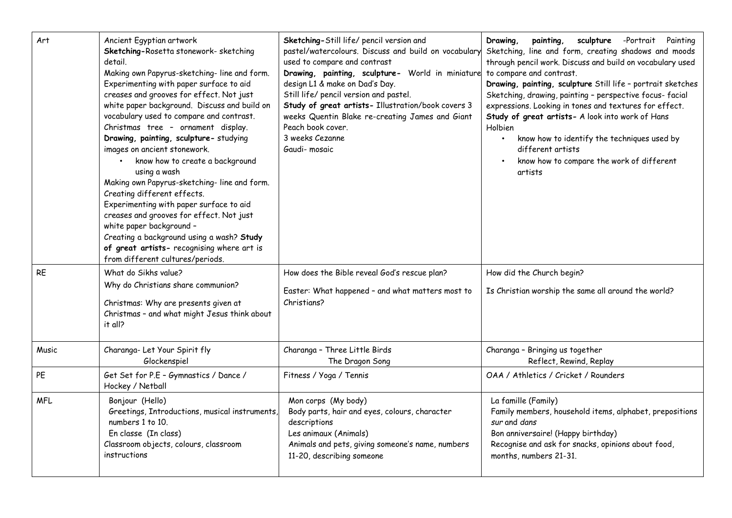| Art | Ancient Egyptian artwork<br>**Sketching-**Rosetta stonework- sketching detail.<br>Making own Papyrus-sketching- line and form. Experimenting with paper surface to aid creases and grooves for effect. Not just white paper background. Discuss and build on vocabulary used to compare and contrast.<br>Christmas tree – ornament display.<br>**Drawing, painting, sculpture-** studying images on ancient stonework.<br>• know how to create a background using a wash<br>Making own Papyrus-sketching- line and form. Creating different effects.<br>Experimenting with paper surface to aid creases and grooves for effect. Not just white paper background –<br>Creating a background using a wash? **Study of great artists-** recognising where art is from different cultures/periods. | **Sketching-**Still life/ pencil version and pastel/watercolours. Discuss and build on vocabulary used to compare and contrast<br>**Drawing, painting, sculpture-** World in miniature design L1 & make on Dad's Day.<br>Still life/ pencil version and pastel.<br>**Study of great artists-** Illustration/book covers 3 weeks Quentin Blake re-creating James and Giant Peach book cover.<br>3 weeks Cezanne<br>Gaudi- mosaic | **Drawing, painting, sculpture** -Portrait Painting Sketching, line and form, creating shadows and moods through pencil work. Discuss and build on vocabulary used to compare and contrast.<br>**Drawing, painting, sculpture** Still life – portrait sketches Sketching, drawing, painting – perspective focus- facial expressions. Looking in tones and textures for effect.<br>**Study of great artists-** A look into work of Hans Holbien<br>• know how to identify the techniques used by different artists<br>• know how to compare the work of different artists |
|---|---|---|---|
| RE | What do Sikhs value?<br>Why do Christians share communion?<br>Christmas: Why are presents given at Christmas – and what might Jesus think about it all? | How does the Bible reveal God's rescue plan?<br>Easter: What happened – and what matters most to Christians? | How did the Church begin?<br>Is Christian worship the same all around the world? |
| Music | Charanga- Let Your Spirit fly<br>Glockenspiel | Charanga – Three Little Birds<br>The Dragon Song | Charanga – Bringing us together<br>Reflect, Rewind, Replay |
| PE | Get Set for P.E – Gymnastics / Dance / Hockey / Netball | Fitness / Yoga / Tennis | OAA / Athletics / Cricket / Rounders |
| MFL | Bonjour (Hello)<br>Greetings, Introductions, musical instruments, numbers 1 to 10.<br>En classe (In class)<br>Classroom objects, colours, classroom instructions | Mon corps (My body)<br>Body parts, hair and eyes, colours, character descriptions<br>Les animaux (Animals)<br>Animals and pets, giving someone's name, numbers 11-20, describing someone | La famille (Family)<br>Family members, household items, alphabet, prepositions *sur* and *dans*<br>Bon anniversaire! (Happy birthday)<br>Recognise and ask for snacks, opinions about food, months, numbers 21-31. |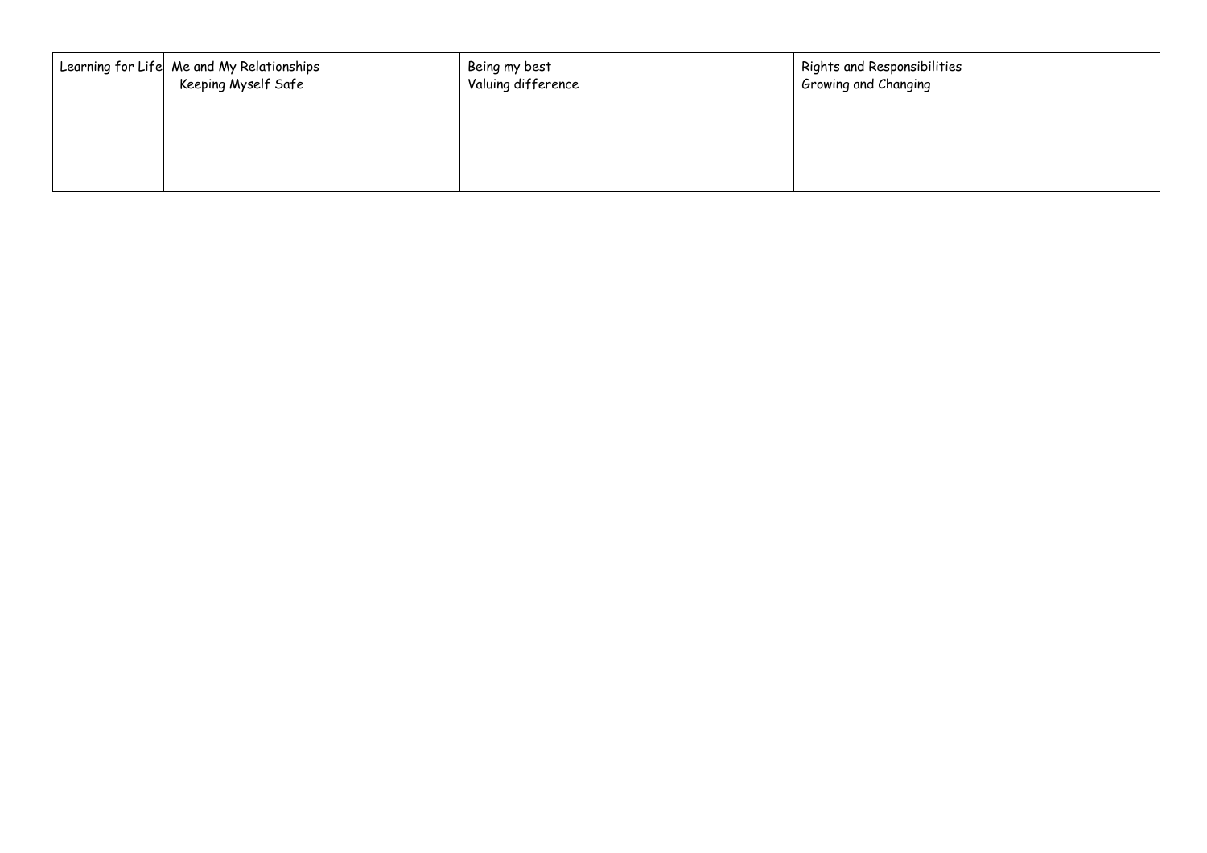| | | | |
|---|---|---|---|
| Learning for Life | Me and My Relationships<br>Keeping Myself Safe | Being my best<br>Valuing difference | Rights and Responsibilities<br>Growing and Changing |